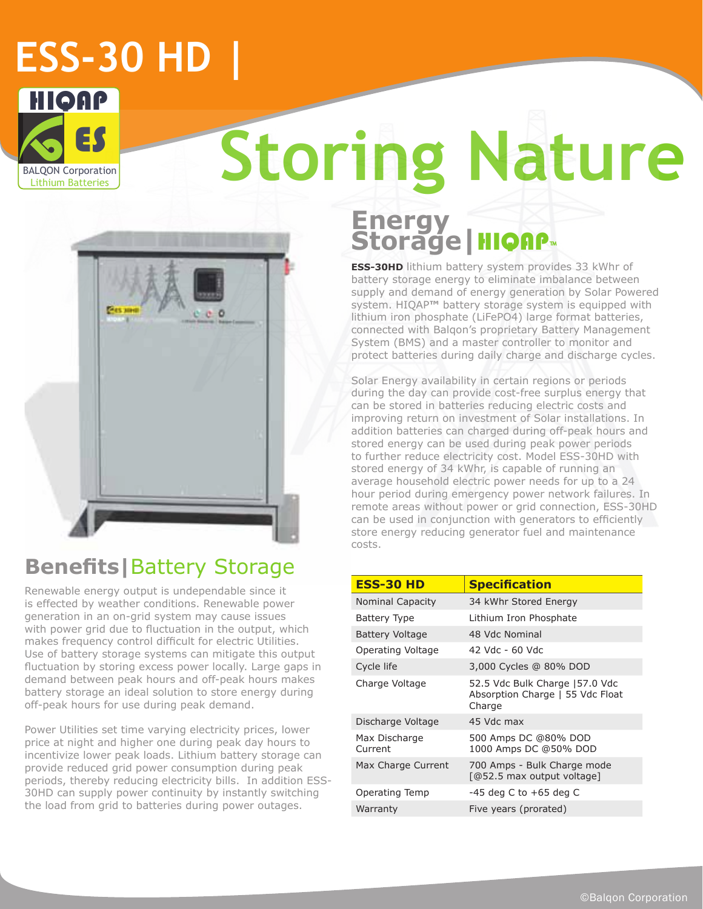# ESS-30 HD |

HIQAP ES
BALQON Corporation
Lithium Batteries

# Storing Nature

## Energy Storage | HIQAP™

**ESS-30HD** lithium battery system provides 33 kWhr of battery storage energy to eliminate imbalance between supply and demand of energy generation by Solar Powered system. HIQAP™ battery storage system is equipped with lithium iron phosphate (LiFePO4) large format batteries, connected with Balqon's proprietary Battery Management System (BMS) and a master controller to monitor and protect batteries during daily charge and discharge cycles.

Solar Energy availability in certain regions or periods during the day can provide cost-free surplus energy that can be stored in batteries reducing electric costs and improving return on investment of Solar installations. In addition batteries can charged during off-peak hours and stored energy can be used during peak power periods to further reduce electricity cost. Model ESS-30HD with stored energy of 34 kWhr, is capable of running an average household electric power needs for up to a 24 hour period during emergency power network failures. In remote areas without power or grid connection, ESS-30HD can be used in conjunction with generators to efficiently store energy reducing generator fuel and maintenance costs.

## Benefits | Battery Storage

Renewable energy output is undependable since it is effected by weather conditions. Renewable power generation in an on-grid system may cause issues with power grid due to fluctuation in the output, which makes frequency control difficult for electric Utilities. Use of battery storage systems can mitigate this output fluctuation by storing excess power locally. Large gaps in demand between peak hours and off-peak hours makes battery storage an ideal solution to store energy during off-peak hours for use during peak demand.

Power Utilities set time varying electricity prices, lower price at night and higher one during peak day hours to incentivize lower peak loads. Lithium battery storage can provide reduced grid power consumption during peak periods, thereby reducing electricity bills. In addition ESS-30HD can supply power continuity by instantly switching the load from grid to batteries during power outages.

| ESS-30 HD | Specification |
|---|---|
| Nominal Capacity | 34 kWhr Stored Energy |
| Battery Type | Lithium Iron Phosphate |
| Battery Voltage | 48 Vdc Nominal |
| Operating Voltage | 42 Vdc - 60 Vdc |
| Cycle life | 3,000 Cycles @ 80% DOD |
| Charge Voltage | 52.5 Vdc Bulk Charge \|57.0 Vdc Absorption Charge \| 55 Vdc Float Charge |
| Discharge Voltage | 45 Vdc max |
| Max Discharge Current | 500 Amps DC @80% DOD<br>1000 Amps DC @50% DOD |
| Max Charge Current | 700 Amps - Bulk Charge mode [@52.5 max output voltage] |
| Operating Temp | -45 deg C to +65 deg C |
| Warranty | Five years (prorated) |

©Balqon Corporation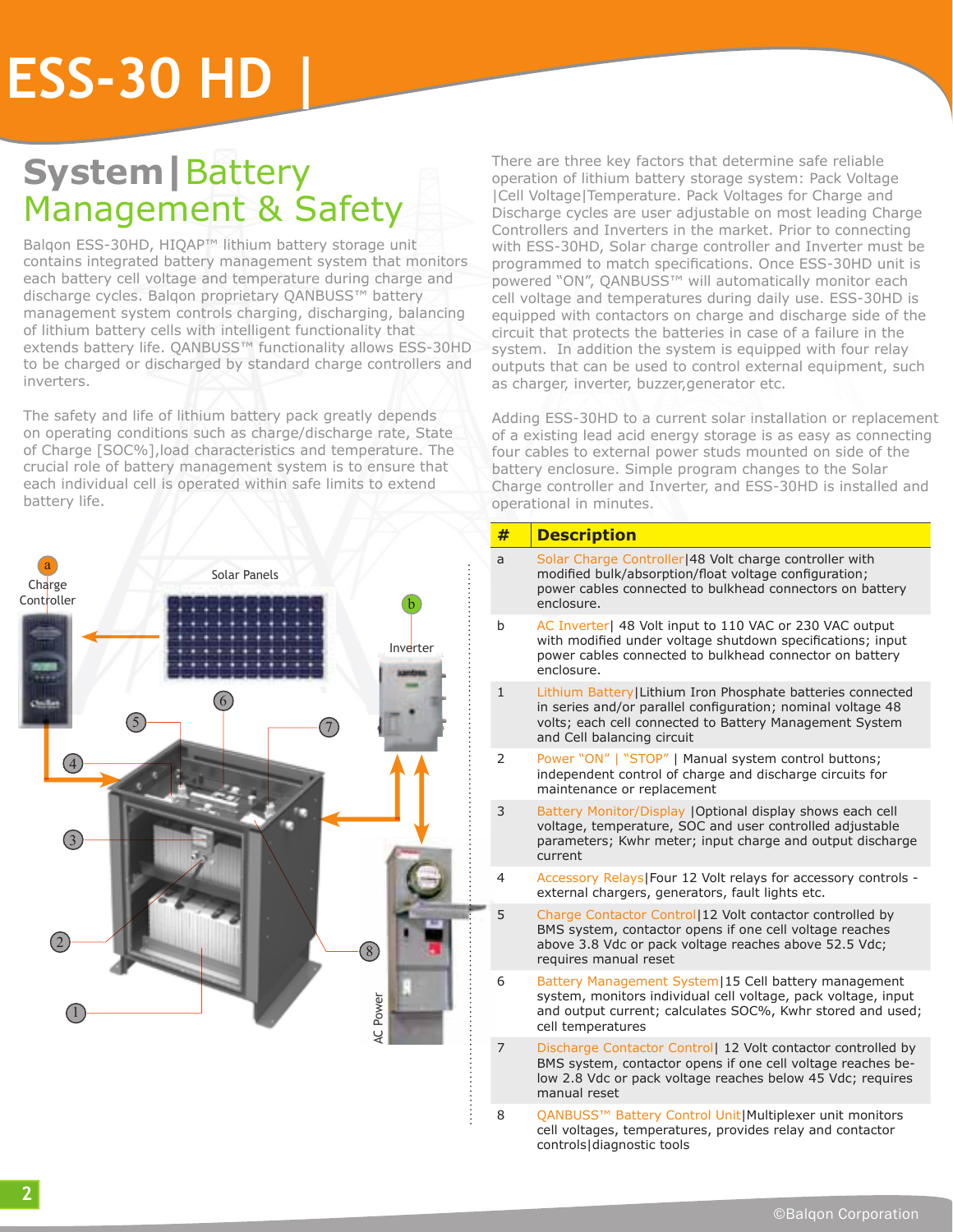# ESS-30 HD |

## System | Battery Management & Safety

Balqon ESS-30HD, HIQAP™ lithium battery storage unit contains integrated battery management system that monitors each battery cell voltage and temperature during charge and discharge cycles. Balqon proprietary QANBUSS™ battery management system controls charging, discharging, balancing of lithium battery cells with intelligent functionality that extends battery life. QANBUSS™ functionality allows ESS-30HD to be charged or discharged by standard charge controllers and inverters.

The safety and life of lithium battery pack greatly depends on operating conditions such as charge/discharge rate, State of Charge [SOC%],load characteristics and temperature. The crucial role of battery management system is to ensure that each individual cell is operated within safe limits to extend battery life.

There are three key factors that determine safe reliable operation of lithium battery storage system: Pack Voltage |Cell Voltage|Temperature. Pack Voltages for Charge and Discharge cycles are user adjustable on most leading Charge Controllers and Inverters in the market. Prior to connecting with ESS-30HD, Solar charge controller and Inverter must be programmed to match specifications. Once ESS-30HD unit is powered "ON", QANBUSS™ will automatically monitor each cell voltage and temperatures during daily use. ESS-30HD is equipped with contactors on charge and discharge side of the circuit that protects the batteries in case of a failure in the system. In addition the system is equipped with four relay outputs that can be used to control external equipment, such as charger, inverter, buzzer,generator etc.

Adding ESS-30HD to a current solar installation or replacement of a existing lead acid energy storage is as easy as connecting four cables to external power studs mounted on side of the battery enclosure. Simple program changes to the Solar Charge controller and Inverter, and ESS-30HD is installed and operational in minutes.

| # | Description |
|---|---|
| a | Solar Charge Controller\|48 Volt charge controller with modified bulk/absorption/float voltage configuration; power cables connected to bulkhead connectors on battery enclosure. |
| b | AC Inverter\| 48 Volt input to 110 VAC or 230 VAC output with modified under voltage shutdown specifications; input power cables connected to bulkhead connector on battery enclosure. |
| 1 | Lithium Battery\|Lithium Iron Phosphate batteries connected in series and/or parallel configuration; nominal voltage 48 volts; each cell connected to Battery Management System and Cell balancing circuit |
| 2 | Power "ON" \| "STOP" \| Manual system control buttons; independent control of charge and discharge circuits for maintenance or replacement |
| 3 | Battery Monitor/Display \|Optional display shows each cell voltage, temperature, SOC and user controlled adjustable parameters; Kwhr meter; input charge and output discharge current |
| 4 | Accessory Relays\|Four 12 Volt relays for accessory controls - external chargers, generators, fault lights etc. |
| 5 | Charge Contactor Control\|12 Volt contactor controlled by BMS system, contactor opens if one cell voltage reaches above 3.8 Vdc or pack voltage reaches above 52.5 Vdc; requires manual reset |
| 6 | Battery Management System\|15 Cell battery management system, monitors individual cell voltage, pack voltage, input and output current; calculates SOC%, Kwhr stored and used; cell temperatures |
| 7 | Discharge Contactor Control\| 12 Volt contactor controlled by BMS system, contactor opens if one cell voltage reaches below 2.8 Vdc or pack voltage reaches below 45 Vdc; requires manual reset |
| 8 | QANBUSS™ Battery Control Unit\|Multiplexer unit monitors cell voltages, temperatures, provides relay and contactor controls\|diagnostic tools |

©Balqon Corporation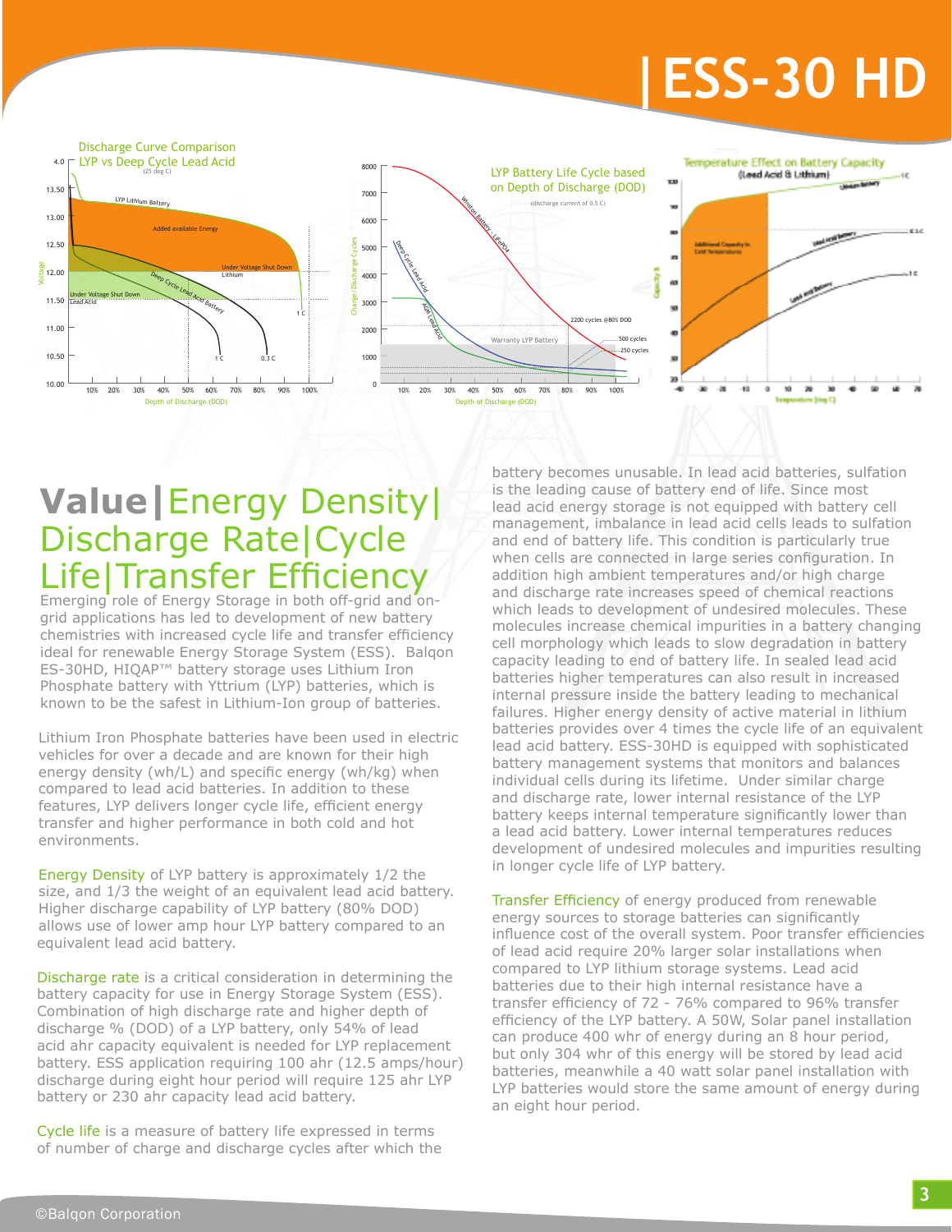# ESS-30 HD

## Value | Energy Density | Discharge Rate | Cycle Life | Transfer Efficiency

Emerging role of Energy Storage in both off-grid and on-grid applications has led to development of new battery chemistries with increased cycle life and transfer efficiency ideal for renewable Energy Storage System (ESS). Balqon ES-30HD, HIQAP™ battery storage uses Lithium Iron Phosphate battery with Yttrium (LYP) batteries, which is known to be the safest in Lithium-Ion group of batteries.

Lithium Iron Phosphate batteries have been used in electric vehicles for over a decade and are known for their high energy density (wh/L) and specific energy (wh/kg) when compared to lead acid batteries. In addition to these features, LYP delivers longer cycle life, efficient energy transfer and higher performance in both cold and hot environments.

Energy Density of LYP battery is approximately 1/2 the size, and 1/3 the weight of an equivalent lead acid battery. Higher discharge capability of LYP battery (80% DOD) allows use of lower amp hour LYP battery compared to an equivalent lead acid battery.

Discharge rate is a critical consideration in determining the battery capacity for use in Energy Storage System (ESS). Combination of high discharge rate and higher depth of discharge % (DOD) of a LYP battery, only 54% of lead acid ahr capacity equivalent is needed for LYP replacement battery. ESS application requiring 100 ahr (12.5 amps/hour) discharge during eight hour period will require 125 ahr LYP battery or 230 ahr capacity lead acid battery.

Cycle life is a measure of battery life expressed in terms of number of charge and discharge cycles after which the battery becomes unusable. In lead acid batteries, sulfation is the leading cause of battery end of life. Since most lead acid energy storage is not equipped with battery cell management, imbalance in lead acid cells leads to sulfation and end of battery life. This condition is particularly true when cells are connected in large series configuration. In addition high ambient temperatures and/or high charge and discharge rate increases speed of chemical reactions which leads to development of undesired molecules. These molecules increase chemical impurities in a battery changing cell morphology which leads to slow degradation in battery capacity leading to end of battery life. In sealed lead acid batteries higher temperatures can also result in increased internal pressure inside the battery leading to mechanical failures. Higher energy density of active material in lithium batteries provides over 4 times the cycle life of an equivalent lead acid battery. ESS-30HD is equipped with sophisticated battery management systems that monitors and balances individual cells during its lifetime. Under similar charge and discharge rate, lower internal resistance of the LYP battery keeps internal temperature significantly lower than a lead acid battery. Lower internal temperatures reduces development of undesired molecules and impurities resulting in longer cycle life of LYP battery.

Transfer Efficiency of energy produced from renewable energy sources to storage batteries can significantly influence cost of the overall system. Poor transfer efficiencies of lead acid require 20% larger solar installations when compared to LYP lithium storage systems. Lead acid batteries due to their high internal resistance have a transfer efficiency of 72 - 76% compared to 96% transfer efficiency of the LYP battery. A 50W, Solar panel installation can produce 400 whr of energy during an 8 hour period, but only 304 whr of this energy will be stored by lead acid batteries, meanwhile a 40 watt solar panel installation with LYP batteries would store the same amount of energy during an eight hour period.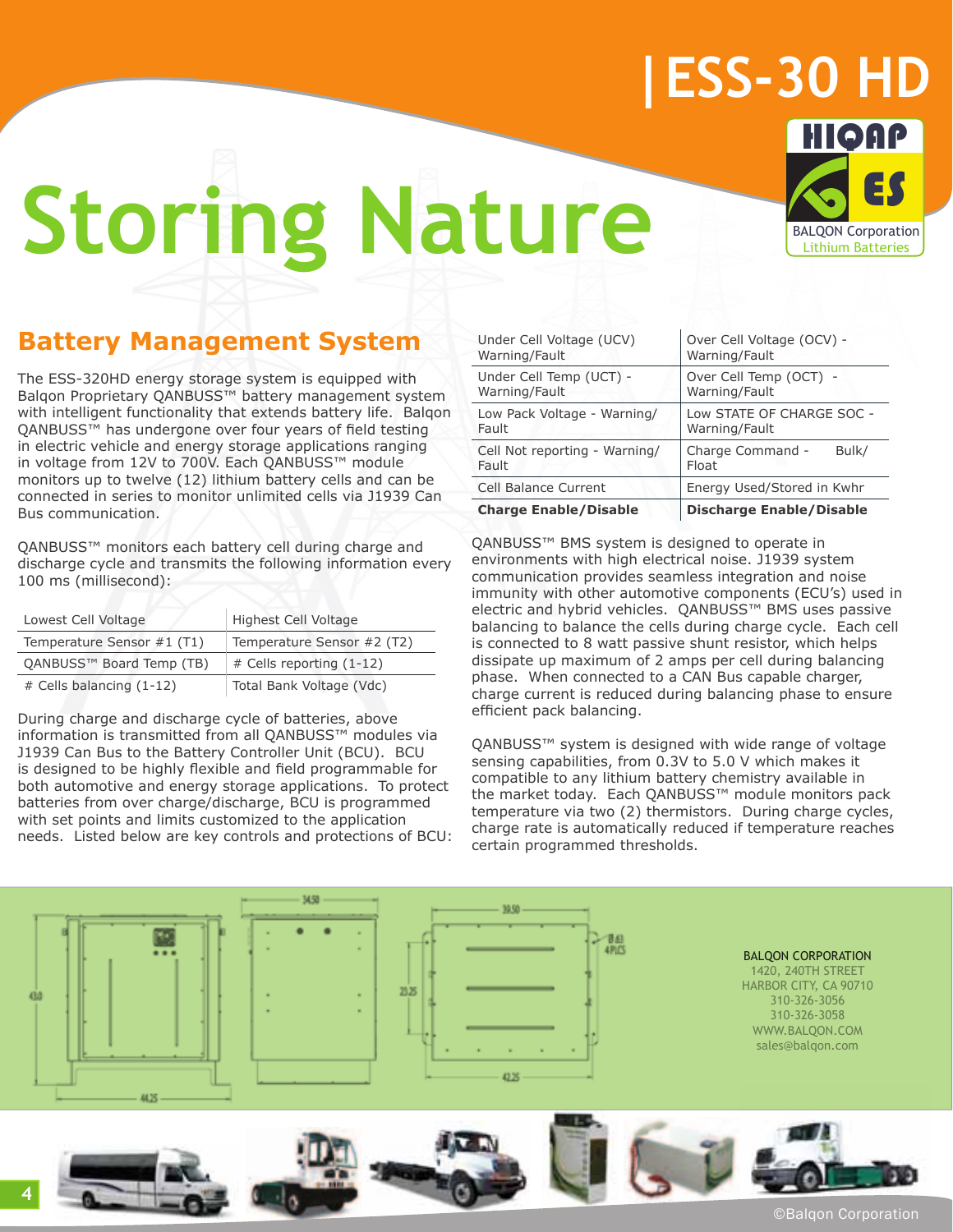# |ESS-30 HD

HIQAP ES
BALQON Corporation
Lithium Batteries

# Storing Nature

## Battery Management System

The ESS-320HD energy storage system is equipped with Balqon Proprietary QANBUSS™ battery management system with intelligent functionality that extends battery life. Balqon QANBUSS™ has undergone over four years of field testing in electric vehicle and energy storage applications ranging in voltage from 12V to 700V. Each QANBUSS™ module monitors up to twelve (12) lithium battery cells and can be connected in series to monitor unlimited cells via J1939 Can Bus communication.

QANBUSS™ monitors each battery cell during charge and discharge cycle and transmits the following information every 100 ms (millisecond):

| | |
|---|---|
| Lowest Cell Voltage | Highest Cell Voltage |
| Temperature Sensor #1 (T1) | Temperature Sensor #2 (T2) |
| QANBUSS™ Board Temp (TB) | # Cells reporting (1-12) |
| # Cells balancing (1-12) | Total Bank Voltage (Vdc) |

During charge and discharge cycle of batteries, above information is transmitted from all QANBUSS™ modules via J1939 Can Bus to the Battery Controller Unit (BCU). BCU is designed to be highly flexible and field programmable for both automotive and energy storage applications. To protect batteries from over charge/discharge, BCU is programmed with set points and limits customized to the application needs. Listed below are key controls and protections of BCU:

| | |
|---|---|
| Under Cell Voltage (UCV) Warning/Fault | Over Cell Voltage (OCV) - Warning/Fault |
| Under Cell Temp (UCT) - Warning/Fault | Over Cell Temp (OCT) - Warning/Fault |
| Low Pack Voltage - Warning/ Fault | Low STATE OF CHARGE SOC - Warning/Fault |
| Cell Not reporting - Warning/ Fault | Charge Command - Bulk/ Float |
| Cell Balance Current | Energy Used/Stored in Kwhr |
| **Charge Enable/Disable** | **Discharge Enable/Disable** |

QANBUSS™ BMS system is designed to operate in environments with high electrical noise. J1939 system communication provides seamless integration and noise immunity with other automotive components (ECU's) used in electric and hybrid vehicles. QANBUSS™ BMS uses passive balancing to balance the cells during charge cycle. Each cell is connected to 8 watt passive shunt resistor, which helps dissipate up maximum of 2 amps per cell during balancing phase. When connected to a CAN Bus capable charger, charge current is reduced during balancing phase to ensure efficient pack balancing.

QANBUSS™ system is designed with wide range of voltage sensing capabilities, from 0.3V to 5.0 V which makes it compatible to any lithium battery chemistry available in the market today. Each QANBUSS™ module monitors pack temperature via two (2) thermistors. During charge cycles, charge rate is automatically reduced if temperature reaches certain programmed thresholds.

43.0
44.25
34.50
39.50
23.25
42.25
Ø.63 4PLCS

BALQON CORPORATION
1420, 240TH STREET
HARBOR CITY, CA 90710
310-326-3056
310-326-3058
WWW.BALQON.COM
sales@balqon.com

©Balqon Corporation